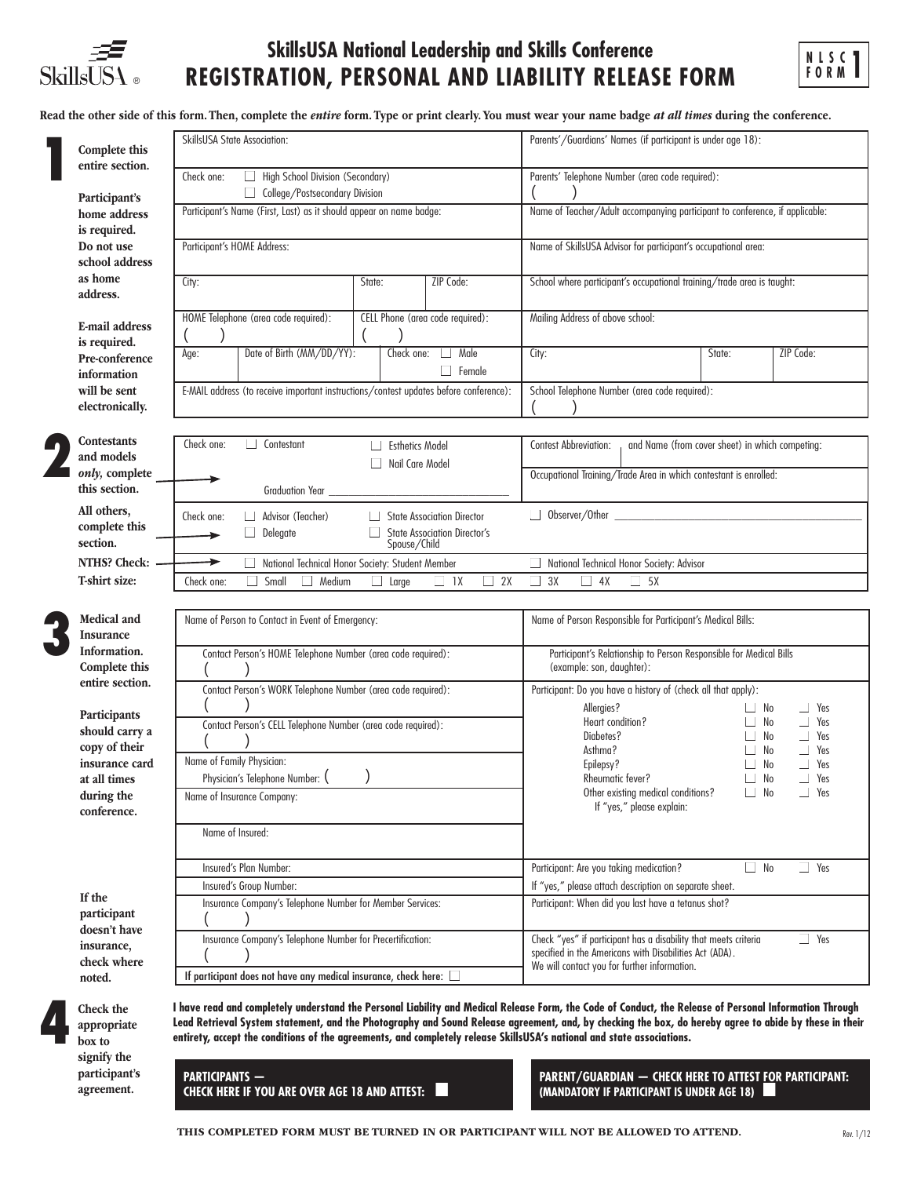SkillsUSA®

# SkillsUSA National Leadership and Skills Conference
# REGISTRATION, PERSONAL AND LIABILITY RELEASE FORM

NLSC FORM 1

**Read the other side of this form. Then, complete the *entire* form. Type or print clearly. You must wear your name badge *at all times* during the conference.**

## 1

**Complete this entire section.**

**Participant's home address is required. Do not use school address as home address.**

**E-mail address is required. Pre-conference information will be sent electronically.**

| | |
|---|---|
| SkillsUSA State Association: | Parents'/Guardians' Names (if participant is under age 18): |
| Check one: ☐ High School Division (Secondary) ☐ College/Postsecondary Division | Parents' Telephone Number (area code required): ( ) |
| Participant's Name (First, Last) as it should appear on name badge: | Name of Teacher/Adult accompanying participant to conference, if applicable: |
| Participant's HOME Address: | Name of SkillsUSA Advisor for participant's occupational area: |
| City: State: ZIP Code: | School where participant's occupational training/trade area is taught: |
| HOME Telephone (area code required): ( ) CELL Phone (area code required): ( ) | Mailing Address of above school: |
| Age: Date of Birth (MM/DD/YY): Check one: ☐ Male ☐ Female | City: State: ZIP Code: |
| E-MAIL address (to receive important instructions/contest updates before conference): | School Telephone Number (area code required): ( ) |

## 2

**Contestants and models *only*, complete this section.**

Check one: ☐ Contestant ☐ Esthetics Model ☐ Nail Care Model

Graduation Year ____________________

Contest Abbreviation: and Name (from cover sheet) in which competing:

Occupational Training/Trade Area in which contestant is enrolled:

**All others, complete this section.**

Check one: ☐ Advisor (Teacher) ☐ Delegate ☐ State Association Director ☐ State Association Director's Spouse/Child ☐ Observer/Other ____________________

**NTHS? Check:** ☐ National Technical Honor Society: Student Member ☐ National Technical Honor Society: Advisor

**T-shirt size:** Check one: ☐ Small ☐ Medium ☐ Large ☐ 1X ☐ 2X ☐ 3X ☐ 4X ☐ 5X

## 3

**Medical and Insurance Information. Complete this entire section.**

**Participants should carry a copy of their insurance card at all times during the conference.**

**If the participant doesn't have insurance, check where noted.**

| | |
|---|---|
| Name of Person to Contact in Event of Emergency: | Name of Person Responsible for Participant's Medical Bills: |
| Contact Person's HOME Telephone Number (area code required): ( ) | Participant's Relationship to Person Responsible for Medical Bills (example: son, daughter): |
| Contact Person's WORK Telephone Number (area code required): ( ) | Participant: Do you have a history of (check all that apply): |
| Contact Person's CELL Telephone Number (area code required): ( ) | Allergies? ☐ No ☐ Yes<br>Heart condition? ☐ No ☐ Yes<br>Diabetes? ☐ No ☐ Yes<br>Asthma? ☐ No ☐ Yes<br>Epilepsy? ☐ No ☐ Yes<br>Rheumatic fever? ☐ No ☐ Yes<br>Other existing medical conditions? ☐ No ☐ Yes<br>If "yes," please explain: |
| Name of Family Physician: Physician's Telephone Number: ( ) | |
| Name of Insurance Company: | |
| Name of Insured: | |
| Insured's Plan Number: | Participant: Are you taking medication? ☐ No ☐ Yes |
| Insured's Group Number: | If "yes," please attach description on separate sheet. |
| Insurance Company's Telephone Number for Member Services: ( ) | Participant: When did you last have a tetanus shot? |
| Insurance Company's Telephone Number for Precertification: ( ) | Check "yes" if participant has a disability that meets criteria specified in the Americans with Disabilities Act (ADA). ☐ Yes<br>We will contact you for further information. |
| **If participant does not have any medical insurance, check here:** ☐ | |

## 4

**Check the appropriate box to signify the participant's agreement.**

**I have read and completely understand the Personal Liability and Medical Release Form, the Code of Conduct, the Release of Personal Information Through Lead Retrieval System statement, and the Photography and Sound Release agreement, and, by checking the box, do hereby agree to abide by these in their entirety, accept the conditions of the agreements, and completely release SkillsUSA's national and state associations.**

**PARTICIPANTS — CHECK HERE IF YOU ARE OVER AGE 18 AND ATTEST:** ☐

**PARENT/GUARDIAN — CHECK HERE TO ATTEST FOR PARTICIPANT: (MANDATORY IF PARTICIPANT IS UNDER AGE 18)** ☐

**THIS COMPLETED FORM MUST BE TURNED IN OR PARTICIPANT WILL NOT BE ALLOWED TO ATTEND.**

Rev. 1/12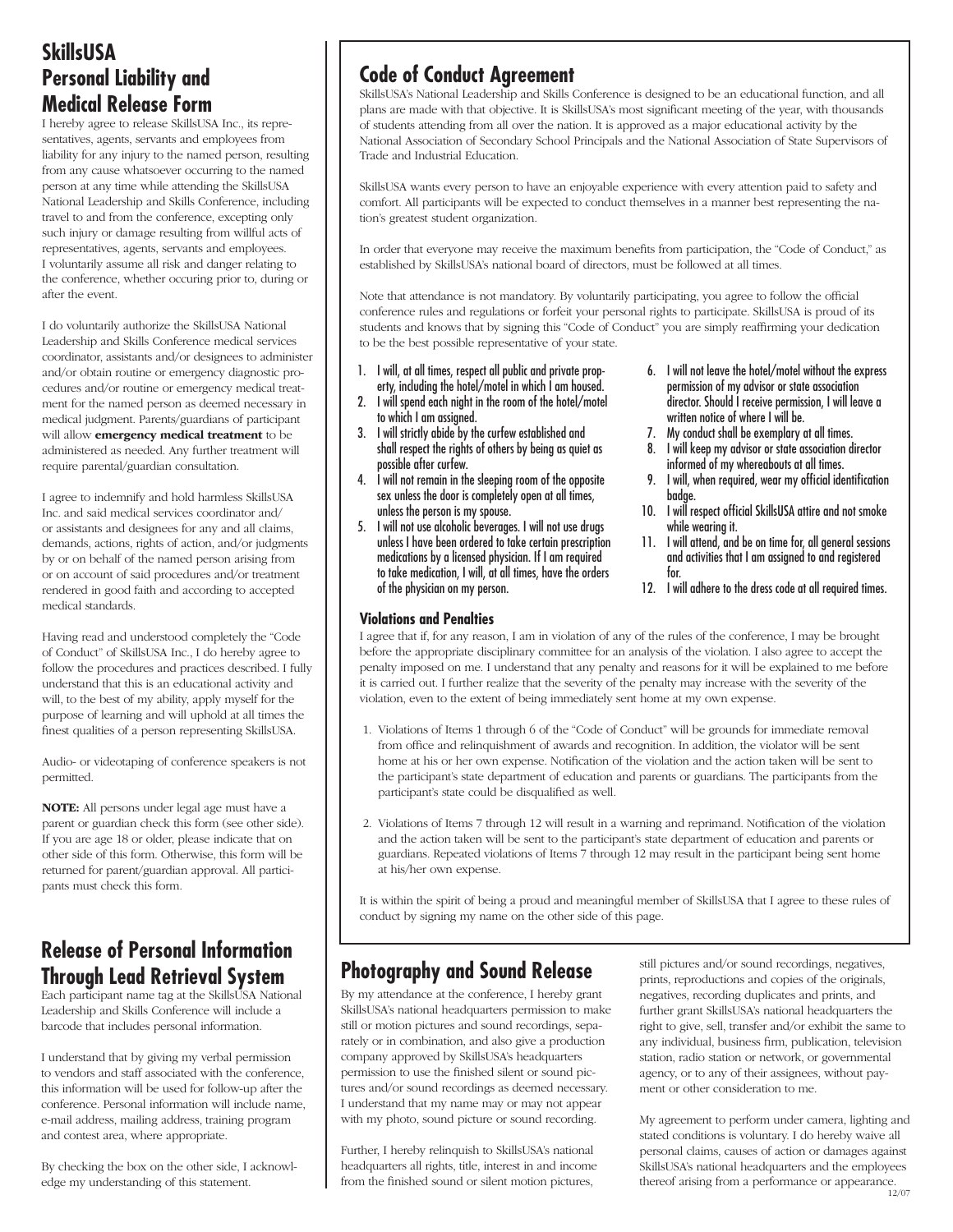## SkillsUSA Personal Liability and Medical Release Form

I hereby agree to release SkillsUSA Inc., its representatives, agents, servants and employees from liability for any injury to the named person, resulting from any cause whatsoever occurring to the named person at any time while attending the SkillsUSA National Leadership and Skills Conference, including travel to and from the conference, excepting only such injury or damage resulting from willful acts of representatives, agents, servants and employees. I voluntarily assume all risk and danger relating to the conference, whether occuring prior to, during or after the event.

I do voluntarily authorize the SkillsUSA National Leadership and Skills Conference medical services coordinator, assistants and/or designees to administer and/or obtain routine or emergency diagnostic procedures and/or routine or emergency medical treatment for the named person as deemed necessary in medical judgment. Parents/guardians of participant will allow **emergency medical treatment** to be administered as needed. Any further treatment will require parental/guardian consultation.

I agree to indemnify and hold harmless SkillsUSA Inc. and said medical services coordinator and/ or assistants and designees for any and all claims, demands, actions, rights of action, and/or judgments by or on behalf of the named person arising from or on account of said procedures and/or treatment rendered in good faith and according to accepted medical standards.

Having read and understood completely the "Code of Conduct" of SkillsUSA Inc., I do hereby agree to follow the procedures and practices described. I fully understand that this is an educational activity and will, to the best of my ability, apply myself for the purpose of learning and will uphold at all times the finest qualities of a person representing SkillsUSA.

Audio- or videotaping of conference speakers is not permitted.

**NOTE:** All persons under legal age must have a parent or guardian check this form (see other side). If you are age 18 or older, please indicate that on other side of this form. Otherwise, this form will be returned for parent/guardian approval. All participants must check this form.

## Release of Personal Information Through Lead Retrieval System

Each participant name tag at the SkillsUSA National Leadership and Skills Conference will include a barcode that includes personal information.

I understand that by giving my verbal permission to vendors and staff associated with the conference, this information will be used for follow-up after the conference. Personal information will include name, e-mail address, mailing address, training program and contest area, where appropriate.

By checking the box on the other side, I acknowledge my understanding of this statement.

## Code of Conduct Agreement

SkillsUSA's National Leadership and Skills Conference is designed to be an educational function, and all plans are made with that objective. It is SkillsUSA's most significant meeting of the year, with thousands of students attending from all over the nation. It is approved as a major educational activity by the National Association of Secondary School Principals and the National Association of State Supervisors of Trade and Industrial Education.

SkillsUSA wants every person to have an enjoyable experience with every attention paid to safety and comfort. All participants will be expected to conduct themselves in a manner best representing the nation's greatest student organization.

In order that everyone may receive the maximum benefits from participation, the "Code of Conduct," as established by SkillsUSA's national board of directors, must be followed at all times.

Note that attendance is not mandatory. By voluntarily participating, you agree to follow the official conference rules and regulations or forfeit your personal rights to participate. SkillsUSA is proud of its students and knows that by signing this "Code of Conduct" you are simply reaffirming your dedication to be the best possible representative of your state.

1. I will, at all times, respect all public and private property, including the hotel/motel in which I am housed.
2. I will spend each night in the room of the hotel/motel to which I am assigned.
3. I will strictly abide by the curfew established and shall respect the rights of others by being as quiet as possible after curfew.
4. I will not remain in the sleeping room of the opposite sex unless the door is completely open at all times, unless the person is my spouse.
5. I will not use alcoholic beverages. I will not use drugs unless I have been ordered to take certain prescription medications by a licensed physician. If I am required to take medication, I will, at all times, have the orders of the physician on my person.
6. I will not leave the hotel/motel without the express permission of my advisor or state association director. Should I receive permission, I will leave a written notice of where I will be.
7. My conduct shall be exemplary at all times.
8. I will keep my advisor or state association director informed of my whereabouts at all times.
9. I will, when required, wear my official identification badge.
10. I will respect official SkillsUSA attire and not smoke while wearing it.
11. I will attend, and be on time for, all general sessions and activities that I am assigned to and registered for.
12. I will adhere to the dress code at all required times.

### Violations and Penalties

I agree that if, for any reason, I am in violation of any of the rules of the conference, I may be brought before the appropriate disciplinary committee for an analysis of the violation. I also agree to accept the penalty imposed on me. I understand that any penalty and reasons for it will be explained to me before it is carried out. I further realize that the severity of the penalty may increase with the severity of the violation, even to the extent of being immediately sent home at my own expense.

1. Violations of Items 1 through 6 of the "Code of Conduct" will be grounds for immediate removal from office and relinquishment of awards and recognition. In addition, the violator will be sent home at his or her own expense. Notification of the violation and the action taken will be sent to the participant's state department of education and parents or guardians. The participants from the participant's state could be disqualified as well.
2. Violations of Items 7 through 12 will result in a warning and reprimand. Notification of the violation and the action taken will be sent to the participant's state department of education and parents or guardians. Repeated violations of Items 7 through 12 may result in the participant being sent home at his/her own expense.

It is within the spirit of being a proud and meaningful member of SkillsUSA that I agree to these rules of conduct by signing my name on the other side of this page.

## Photography and Sound Release

By my attendance at the conference, I hereby grant SkillsUSA's national headquarters permission to make still or motion pictures and sound recordings, separately or in combination, and also give a production company approved by SkillsUSA's headquarters permission to use the finished silent or sound pictures and/or sound recordings as deemed necessary. I understand that my name may or may not appear with my photo, sound picture or sound recording.

Further, I hereby relinquish to SkillsUSA's national headquarters all rights, title, interest in and income from the finished sound or silent motion pictures, still pictures and/or sound recordings, negatives, prints, reproductions and copies of the originals, negatives, recording duplicates and prints, and further grant SkillsUSA's national headquarters the right to give, sell, transfer and/or exhibit the same to any individual, business firm, publication, television station, radio station or network, or governmental agency, or to any of their assignees, without payment or other consideration to me.

My agreement to perform under camera, lighting and stated conditions is voluntary. I do hereby waive all personal claims, causes of action or damages against SkillsUSA's national headquarters and the employees thereof arising from a performance or appearance.

12/07